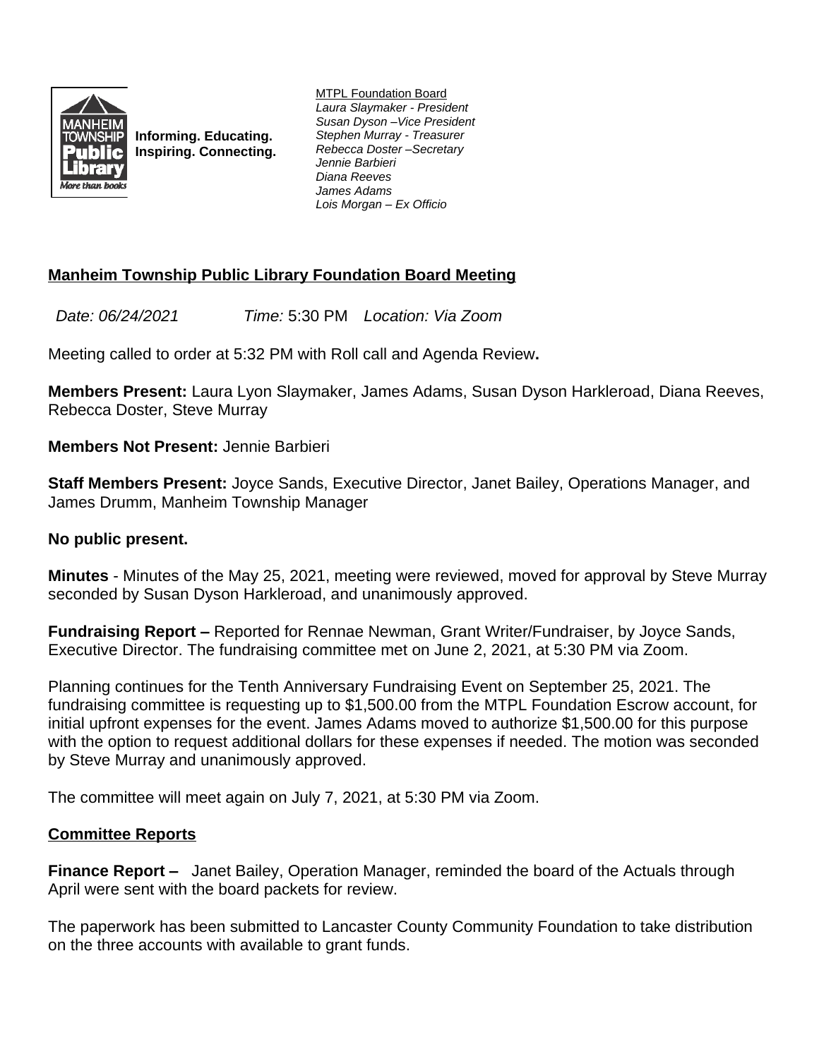Informing. Educating.
Inspiring. Connecting.

MTPL Foundation Board
*Laura Slaymaker - President*
*Susan Dyson –Vice President*
*Stephen Murray - Treasurer*
*Rebecca Doster –Secretary*
*Jennie Barbieri*
*Diana Reeves*
*James Adams*
*Lois Morgan – Ex Officio*

## Manheim Township Public Library Foundation Board Meeting

*Date: 06/24/2021* *Time:* 5:30 PM *Location: Via Zoom*

Meeting called to order at 5:32 PM with Roll call and Agenda Review**.**

**Members Present:** Laura Lyon Slaymaker, James Adams, Susan Dyson Harkleroad, Diana Reeves, Rebecca Doster, Steve Murray

**Members Not Present:** Jennie Barbieri

**Staff Members Present:** Joyce Sands, Executive Director, Janet Bailey, Operations Manager, and James Drumm, Manheim Township Manager

**No public present.**

**Minutes** - Minutes of the May 25, 2021, meeting were reviewed, moved for approval by Steve Murray seconded by Susan Dyson Harkleroad, and unanimously approved.

**Fundraising Report –** Reported for Rennae Newman, Grant Writer/Fundraiser, by Joyce Sands, Executive Director. The fundraising committee met on June 2, 2021, at 5:30 PM via Zoom.

Planning continues for the Tenth Anniversary Fundraising Event on September 25, 2021. The fundraising committee is requesting up to $1,500.00 from the MTPL Foundation Escrow account, for initial upfront expenses for the event. James Adams moved to authorize $1,500.00 for this purpose with the option to request additional dollars for these expenses if needed. The motion was seconded by Steve Murray and unanimously approved.

The committee will meet again on July 7, 2021, at 5:30 PM via Zoom.

## Committee Reports

**Finance Report –** Janet Bailey, Operation Manager, reminded the board of the Actuals through April were sent with the board packets for review.

The paperwork has been submitted to Lancaster County Community Foundation to take distribution on the three accounts with available to grant funds.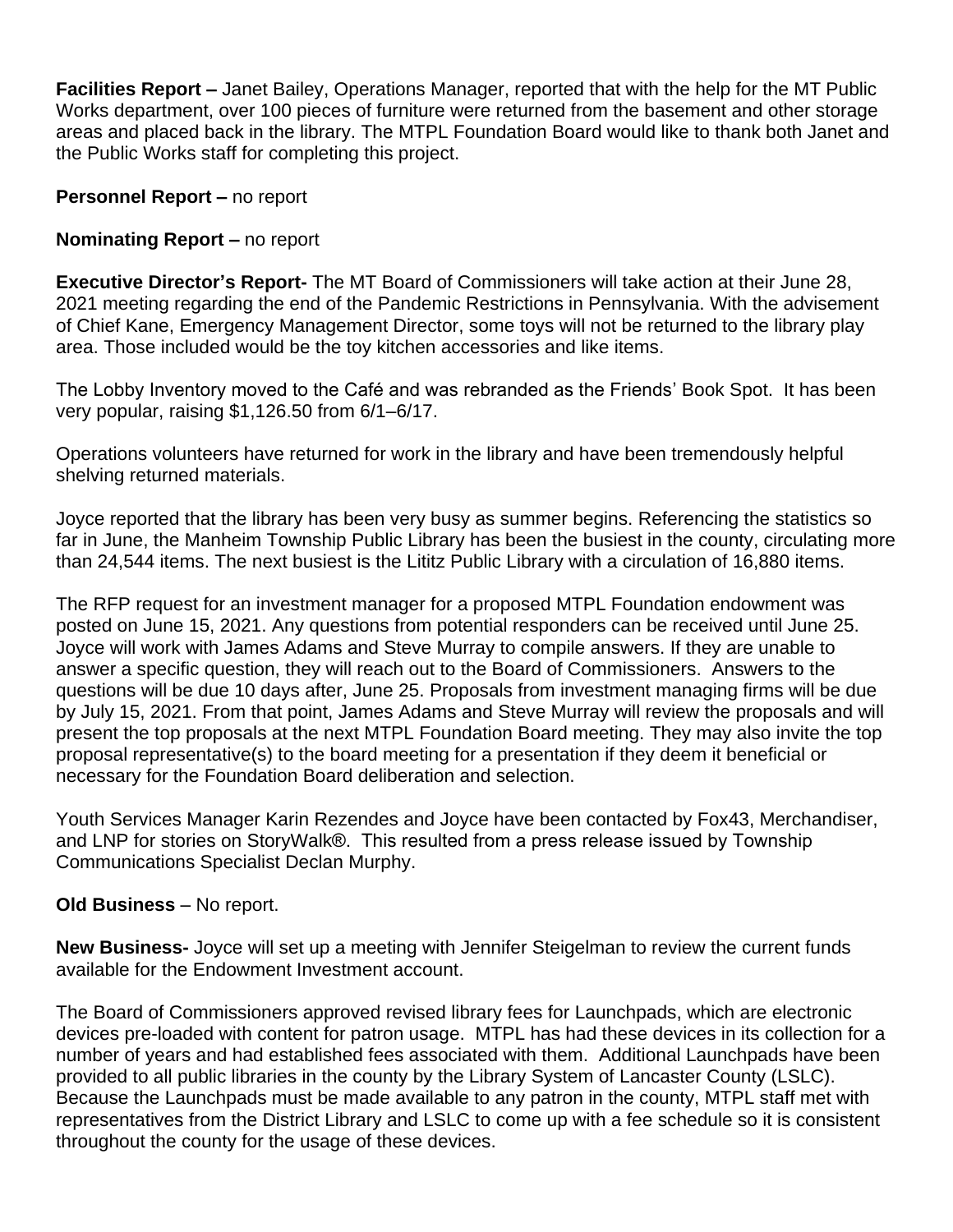**Facilities Report –** Janet Bailey, Operations Manager, reported that with the help for the MT Public Works department, over 100 pieces of furniture were returned from the basement and other storage areas and placed back in the library. The MTPL Foundation Board would like to thank both Janet and the Public Works staff for completing this project.

**Personnel Report –** no report

**Nominating Report –** no report

**Executive Director's Report-** The MT Board of Commissioners will take action at their June 28, 2021 meeting regarding the end of the Pandemic Restrictions in Pennsylvania. With the advisement of Chief Kane, Emergency Management Director, some toys will not be returned to the library play area. Those included would be the toy kitchen accessories and like items.

The Lobby Inventory moved to the Café and was rebranded as the Friends' Book Spot. It has been very popular, raising $1,126.50 from 6/1–6/17.

Operations volunteers have returned for work in the library and have been tremendously helpful shelving returned materials.

Joyce reported that the library has been very busy as summer begins. Referencing the statistics so far in June, the Manheim Township Public Library has been the busiest in the county, circulating more than 24,544 items. The next busiest is the Lititz Public Library with a circulation of 16,880 items.

The RFP request for an investment manager for a proposed MTPL Foundation endowment was posted on June 15, 2021. Any questions from potential responders can be received until June 25. Joyce will work with James Adams and Steve Murray to compile answers. If they are unable to answer a specific question, they will reach out to the Board of Commissioners. Answers to the questions will be due 10 days after, June 25. Proposals from investment managing firms will be due by July 15, 2021. From that point, James Adams and Steve Murray will review the proposals and will present the top proposals at the next MTPL Foundation Board meeting. They may also invite the top proposal representative(s) to the board meeting for a presentation if they deem it beneficial or necessary for the Foundation Board deliberation and selection.

Youth Services Manager Karin Rezendes and Joyce have been contacted by Fox43, Merchandiser, and LNP for stories on StoryWalk®. This resulted from a press release issued by Township Communications Specialist Declan Murphy.

**Old Business** – No report.

**New Business-** Joyce will set up a meeting with Jennifer Steigelman to review the current funds available for the Endowment Investment account.

The Board of Commissioners approved revised library fees for Launchpads, which are electronic devices pre-loaded with content for patron usage. MTPL has had these devices in its collection for a number of years and had established fees associated with them. Additional Launchpads have been provided to all public libraries in the county by the Library System of Lancaster County (LSLC). Because the Launchpads must be made available to any patron in the county, MTPL staff met with representatives from the District Library and LSLC to come up with a fee schedule so it is consistent throughout the county for the usage of these devices.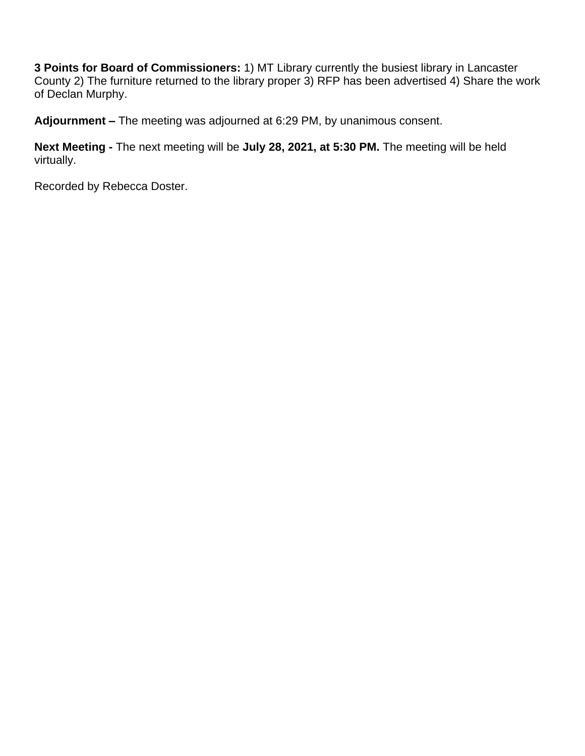**3 Points for Board of Commissioners:** 1) MT Library currently the busiest library in Lancaster County 2) The furniture returned to the library proper 3) RFP has been advertised 4) Share the work of Declan Murphy.

**Adjournment –** The meeting was adjourned at 6:29 PM, by unanimous consent.

**Next Meeting -** The next meeting will be **July 28, 2021, at 5:30 PM.** The meeting will be held virtually.

Recorded by Rebecca Doster.